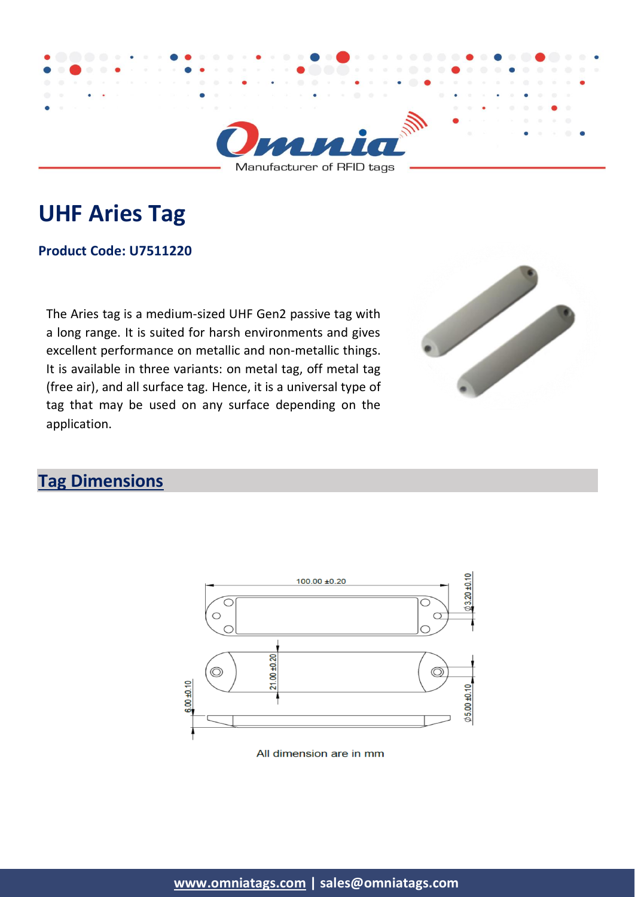Omnia

Manufacturer of RFID tags

# UHF Aries Tag

**Product Code: U7511220**

The Aries tag is a medium-sized UHF Gen2 passive tag with a long range. It is suited for harsh environments and gives excellent performance on metallic and non-metallic things. It is available in three variants: on metal tag, off metal tag (free air), and all surface tag. Hence, it is a universal type of tag that may be used on any surface depending on the application.

## Tag Dimensions

100.00 ±0.20

Ø3.20 ±0.10

21.00 ±0.20

6.00 ±0.10

Ø5.00 ±0.10

All dimension are in mm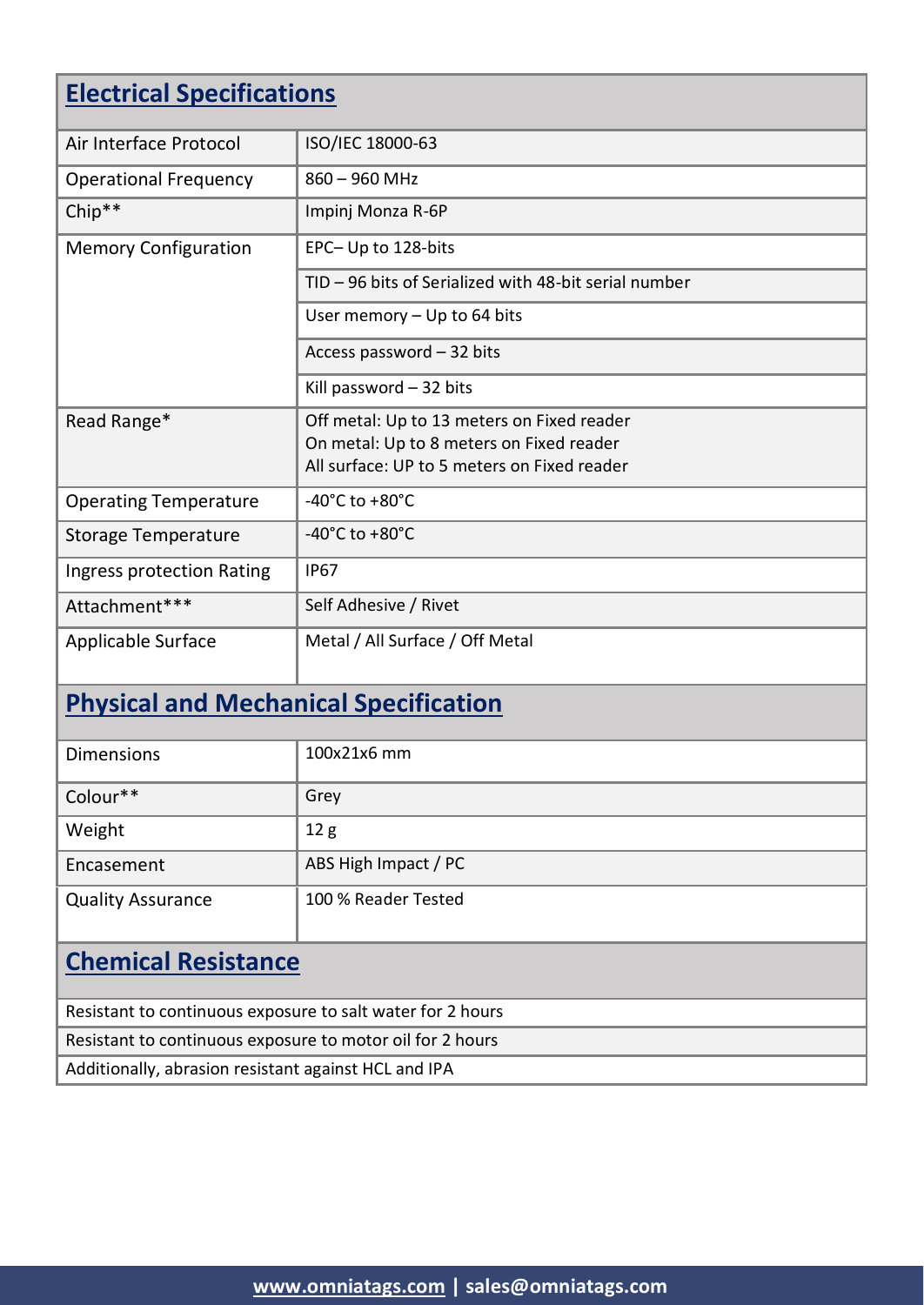## Electrical Specifications

| | |
|---|---|
| Air Interface Protocol | ISO/IEC 18000-63 |
| Operational Frequency | 860 – 960 MHz |
| Chip** | Impinj Monza R-6P |
| Memory Configuration | EPC– Up to 128-bits |
| | TID – 96 bits of Serialized with 48-bit serial number |
| | User memory – Up to 64 bits |
| | Access password – 32 bits |
| | Kill password – 32 bits |
| Read Range* | Off metal: Up to 13 meters on Fixed reader<br>On metal: Up to 8 meters on Fixed reader<br>All surface: UP to 5 meters on Fixed reader |
| Operating Temperature | -40°C to +80°C |
| Storage Temperature | -40°C to +80°C |
| Ingress protection Rating | IP67 |
| Attachment*** | Self Adhesive / Rivet |
| Applicable Surface | Metal / All Surface / Off Metal |

## Physical and Mechanical Specification

| | |
|---|---|
| Dimensions | 100x21x6 mm |
| Colour** | Grey |
| Weight | 12 g |
| Encasement | ABS High Impact / PC |
| Quality Assurance | 100 % Reader Tested |

## Chemical Resistance

Resistant to continuous exposure to salt water for 2 hours

Resistant to continuous exposure to motor oil for 2 hours

Additionally, abrasion resistant against HCL and IPA

www.omniatags.com | sales@omniatags.com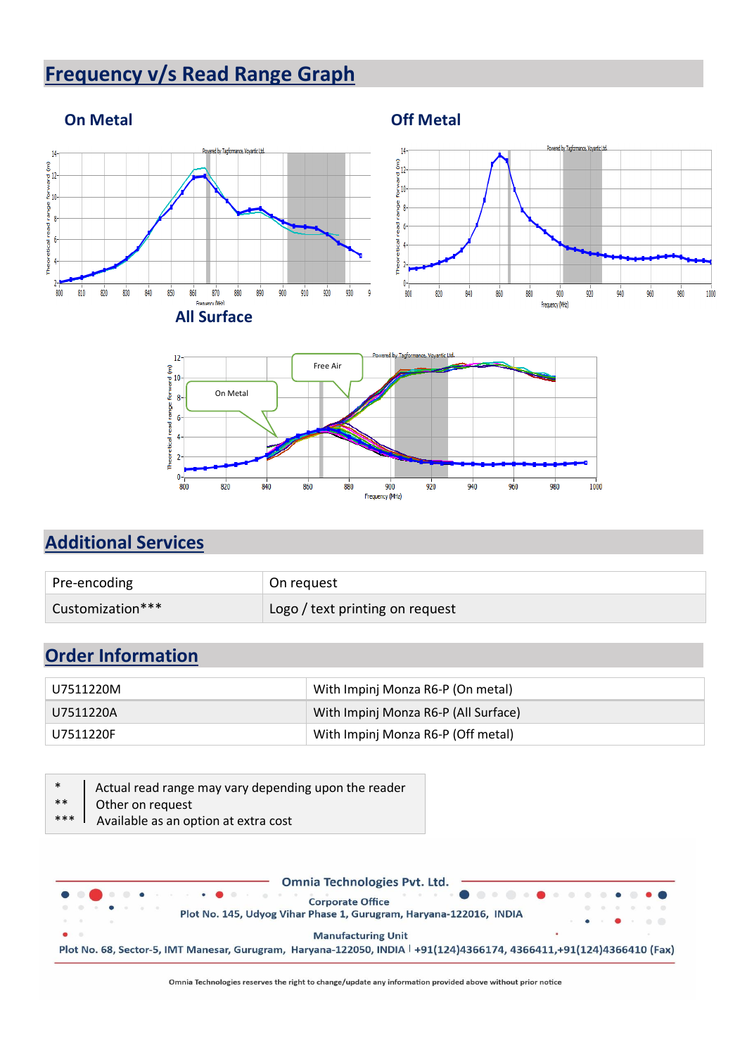## Frequency v/s Read Range Graph

### On Metal

Powered by Tagformance, Voyantic Ltd.

Theoretical read range forward (m)

14
12
10
8
6
4
2

800 810 820 830 840 850 860 870 880 890 900 910 920 930 9

Frequency (MHz)

### Off Metal

Powered by Tagformance, Voyantic Ltd.

Theoretical read range forward (m)

14
12
10
8
6
4
2
0

800 820 840 860 880 900 920 940 960 980 1000

Frequency (MHz)

### All Surface

Powered by Tagformance, Voyantic Ltd.

Free Air

On Metal

Theoretical read range forward (m)

12
10
8
6
4
2
0

800 820 840 860 880 900 920 940 960 980 1000

Frequency (MHz)

## Additional Services

| | |
|---|---|
| Pre-encoding | On request |
| Customization*** | Logo / text printing on request |

## Order Information

| | |
|---|---|
| U7511220M | With Impinj Monza R6-P (On metal) |
| U7511220A | With Impinj Monza R6-P (All Surface) |
| U7511220F | With Impinj Monza R6-P (Off metal) |

| | |
|---|---|
| * | Actual read range may vary depending upon the reader |
| ** | Other on request |
| *** | Available as an option at extra cost |

**Omnia Technologies Pvt. Ltd.**

Corporate Office
Plot No. 145, Udyog Vihar Phase 1, Gurugram, Haryana-122016, INDIA

Manufacturing Unit
Plot No. 68, Sector-5, IMT Manesar, Gurugram, Haryana-122050, INDIA | +91(124)4366174, 4366411,+91(124)4366410 (Fax)

Omnia Technologies reserves the right to change/update any information provided above without prior notice